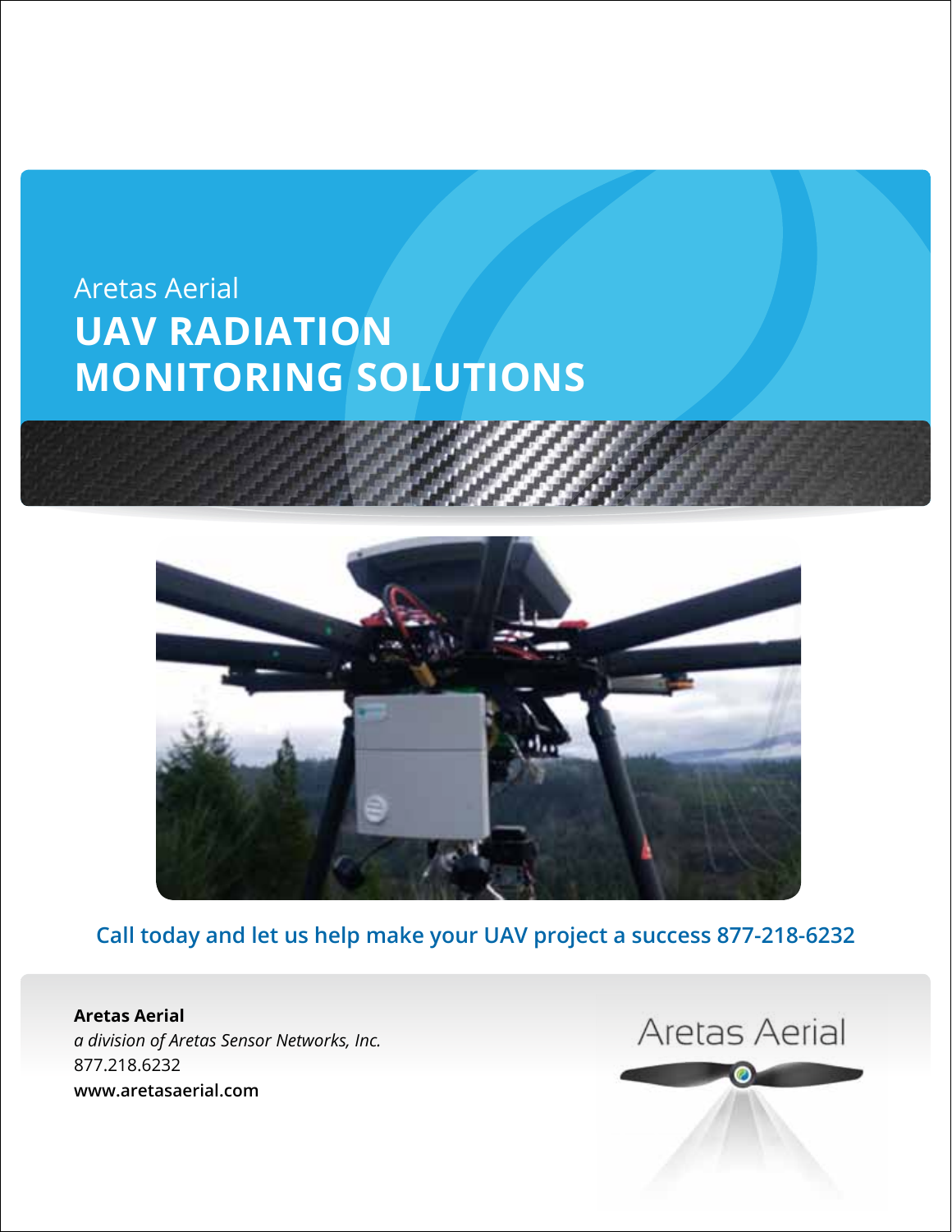Aretas Aerial

# UAV RADIATION MONITORING SOLUTIONS

Call today and let us help make your UAV project a success 877-218-6232

**Aretas Aerial**
*a division of Aretas Sensor Networks, Inc.*
877.218.6232
**www.aretasaerial.com**

Aretas Aerial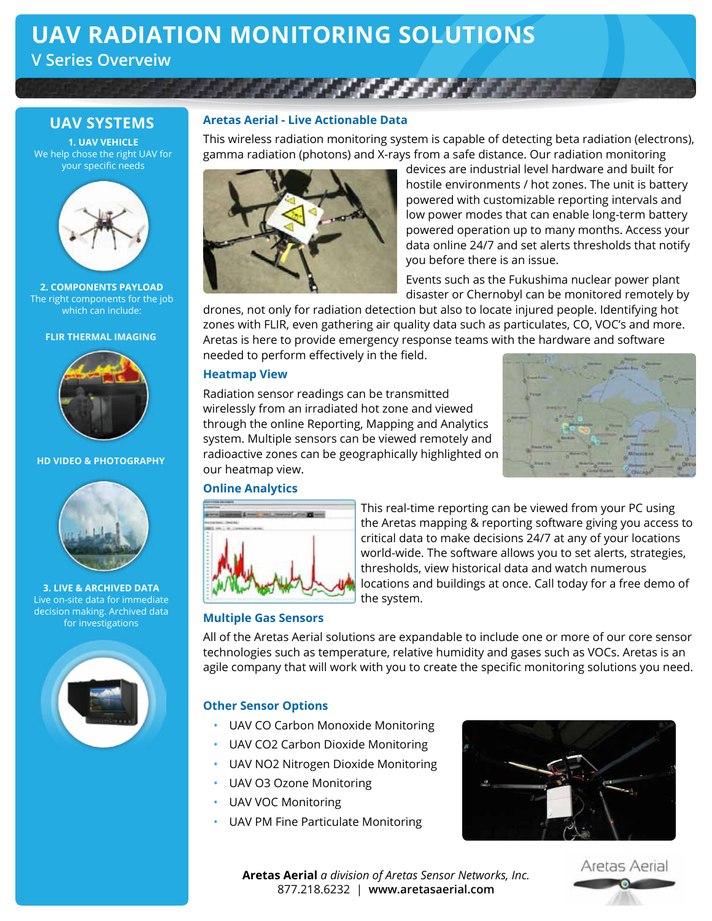# UAV RADIATION MONITORING SOLUTIONS

## V Series Overveiw

## UAV SYSTEMS

**1. UAV VEHICLE**
We help chose the right UAV for your specific needs

**2. COMPONENTS PAYLOAD**
The right components for the job which can include:

**FLIR THERMAL IMAGING**

**HD VIDEO & PHOTOGRAPHY**

**3. LIVE & ARCHIVED DATA**
Live on-site data for immediate decision making. Archived data for investigations

### Aretas Aerial - Live Actionable Data

This wireless radiation monitoring system is capable of detecting beta radiation (electrons), gamma radiation (photons) and X-rays from a safe distance. Our radiation monitoring devices are industrial level hardware and built for hostile environments / hot zones. The unit is battery powered with customizable reporting intervals and low power modes that can enable long-term battery powered operation up to many months. Access your data online 24/7 and set alerts thresholds that notify you before there is an issue.

Events such as the Fukushima nuclear power plant disaster or Chernobyl can be monitored remotely by drones, not only for radiation detection but also to locate injured people. Identifying hot zones with FLIR, even gathering air quality data such as particulates, CO, VOC's and more. Aretas is here to provide emergency response teams with the hardware and software needed to perform effectively in the field.

### Heatmap View

Radiation sensor readings can be transmitted wirelessly from an irradiated hot zone and viewed through the online Reporting, Mapping and Analytics system. Multiple sensors can be viewed remotely and radioactive zones can be geographically highlighted on our heatmap view.

### Online Analytics

This real-time reporting can be viewed from your PC using the Aretas mapping & reporting software giving you access to critical data to make decisions 24/7 at any of your locations world-wide. The software allows you to set alerts, strategies, thresholds, view historical data and watch numerous locations and buildings at once. Call today for a free demo of the system.

### Multiple Gas Sensors

All of the Aretas Aerial solutions are expandable to include one or more of our core sensor technologies such as temperature, relative humidity and gases such as VOCs. Aretas is an agile company that will work with you to create the specific monitoring solutions you need.

### Other Sensor Options

- UAV CO Carbon Monoxide Monitoring
- UAV CO2 Carbon Dioxide Monitoring
- UAV NO2 Nitrogen Dioxide Monitoring
- UAV O3 Ozone Monitoring
- UAV VOC Monitoring
- UAV PM Fine Particulate Monitoring

**Aretas Aerial** *a division of Aretas Sensor Networks, Inc.*
877.218.6232 | **www.aretasaerial.com**

Aretas Aerial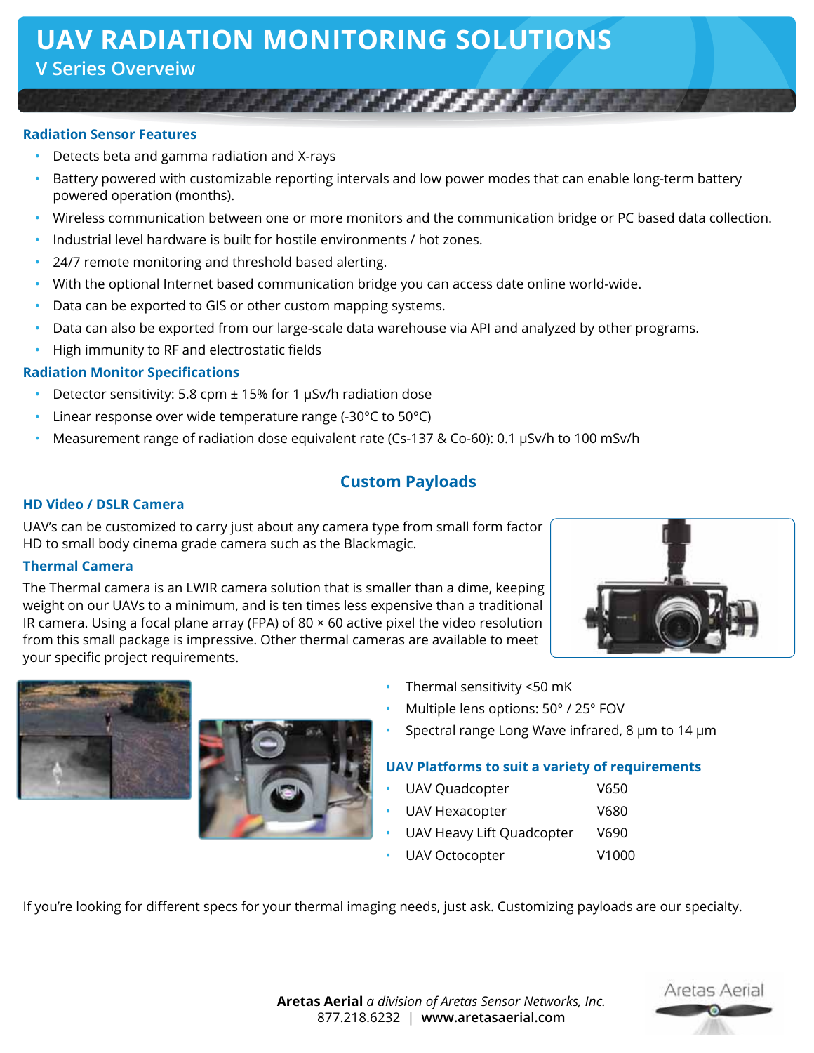# UAV RADIATION MONITORING SOLUTIONS

## V Series Overveiw

### Radiation Sensor Features

- Detects beta and gamma radiation and X-rays
- Battery powered with customizable reporting intervals and low power modes that can enable long-term battery powered operation (months).
- Wireless communication between one or more monitors and the communication bridge or PC based data collection.
- Industrial level hardware is built for hostile environments / hot zones.
- 24/7 remote monitoring and threshold based alerting.
- With the optional Internet based communication bridge you can access date online world-wide.
- Data can be exported to GIS or other custom mapping systems.
- Data can also be exported from our large-scale data warehouse via API and analyzed by other programs.
- High immunity to RF and electrostatic fields

### Radiation Monitor Specifications

- Detector sensitivity: 5.8 cpm ± 15% for 1 μSv/h radiation dose
- Linear response over wide temperature range (-30°C to 50°C)
- Measurement range of radiation dose equivalent rate (Cs-137 & Co-60): 0.1 μSv/h to 100 mSv/h

## Custom Payloads

### HD Video / DSLR Camera

UAV's can be customized to carry just about any camera type from small form factor HD to small body cinema grade camera such as the Blackmagic.

### Thermal Camera

The Thermal camera is an LWIR camera solution that is smaller than a dime, keeping weight on our UAVs to a minimum, and is ten times less expensive than a traditional IR camera. Using a focal plane array (FPA) of 80 × 60 active pixel the video resolution from this small package is impressive. Other thermal cameras are available to meet your specific project requirements.

- Thermal sensitivity <50 mK
- Multiple lens options: 50° / 25° FOV
- Spectral range Long Wave infrared, 8 μm to 14 μm

### UAV Platforms to suit a variety of requirements

- UAV Quadcopter V650
- UAV Hexacopter V680
- UAV Heavy Lift Quadcopter V690
- UAV Octocopter V1000

If you're looking for different specs for your thermal imaging needs, just ask. Customizing payloads are our specialty.

**Aretas Aerial** *a division of Aretas Sensor Networks, Inc.*
877.218.6232 | **www.aretasaerial.com**

Aretas Aerial